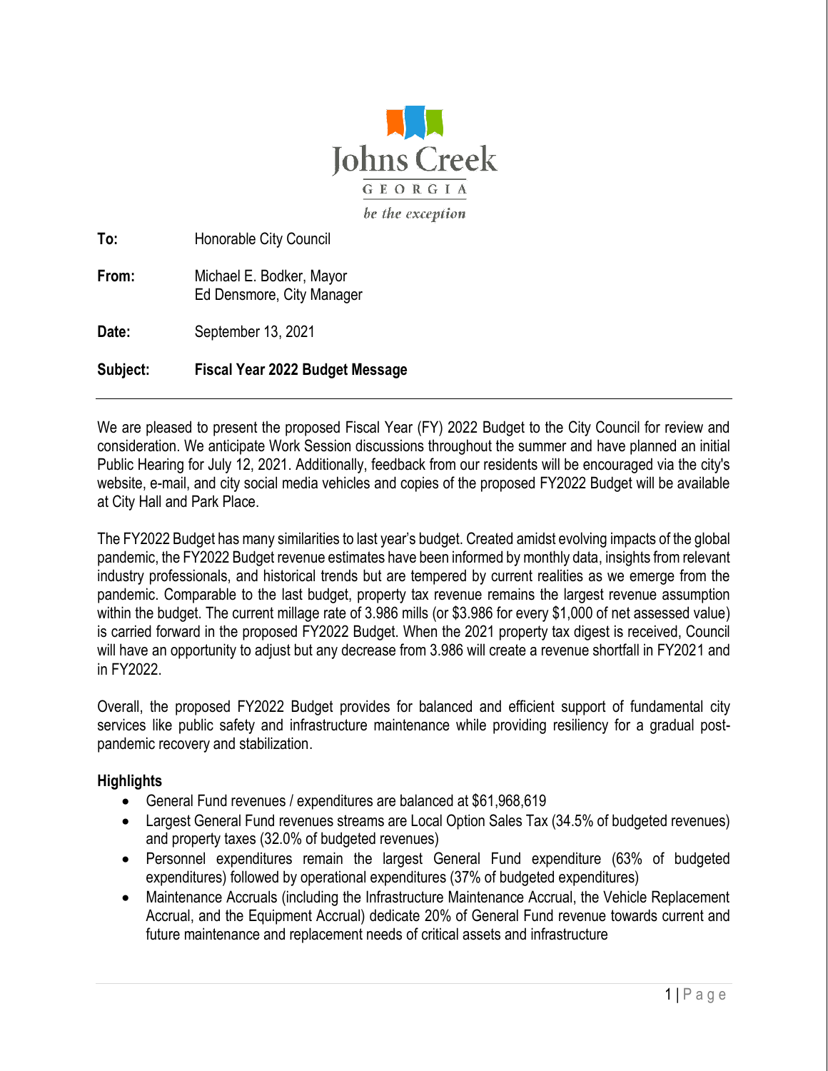Johns Creek

GEORGIA

*be the exception*

**To:** Honorable City Council

**From:** Michael E. Bodker, Mayor
Ed Densmore, City Manager

**Date:** September 13, 2021

**Subject:** **Fiscal Year 2022 Budget Message**

---

We are pleased to present the proposed Fiscal Year (FY) 2022 Budget to the City Council for review and consideration. We anticipate Work Session discussions throughout the summer and have planned an initial Public Hearing for July 12, 2021. Additionally, feedback from our residents will be encouraged via the city's website, e-mail, and city social media vehicles and copies of the proposed FY2022 Budget will be available at City Hall and Park Place.

The FY2022 Budget has many similarities to last year's budget. Created amidst evolving impacts of the global pandemic, the FY2022 Budget revenue estimates have been informed by monthly data, insights from relevant industry professionals, and historical trends but are tempered by current realities as we emerge from the pandemic. Comparable to the last budget, property tax revenue remains the largest revenue assumption within the budget. The current millage rate of 3.986 mills (or $3.986 for every $1,000 of net assessed value) is carried forward in the proposed FY2022 Budget. When the 2021 property tax digest is received, Council will have an opportunity to adjust but any decrease from 3.986 will create a revenue shortfall in FY2021 and in FY2022.

Overall, the proposed FY2022 Budget provides for balanced and efficient support of fundamental city services like public safety and infrastructure maintenance while providing resiliency for a gradual post-pandemic recovery and stabilization.

### Highlights

- General Fund revenues / expenditures are balanced at $61,968,619
- Largest General Fund revenues streams are Local Option Sales Tax (34.5% of budgeted revenues) and property taxes (32.0% of budgeted revenues)
- Personnel expenditures remain the largest General Fund expenditure (63% of budgeted expenditures) followed by operational expenditures (37% of budgeted expenditures)
- Maintenance Accruals (including the Infrastructure Maintenance Accrual, the Vehicle Replacement Accrual, and the Equipment Accrual) dedicate 20% of General Fund revenue towards current and future maintenance and replacement needs of critical assets and infrastructure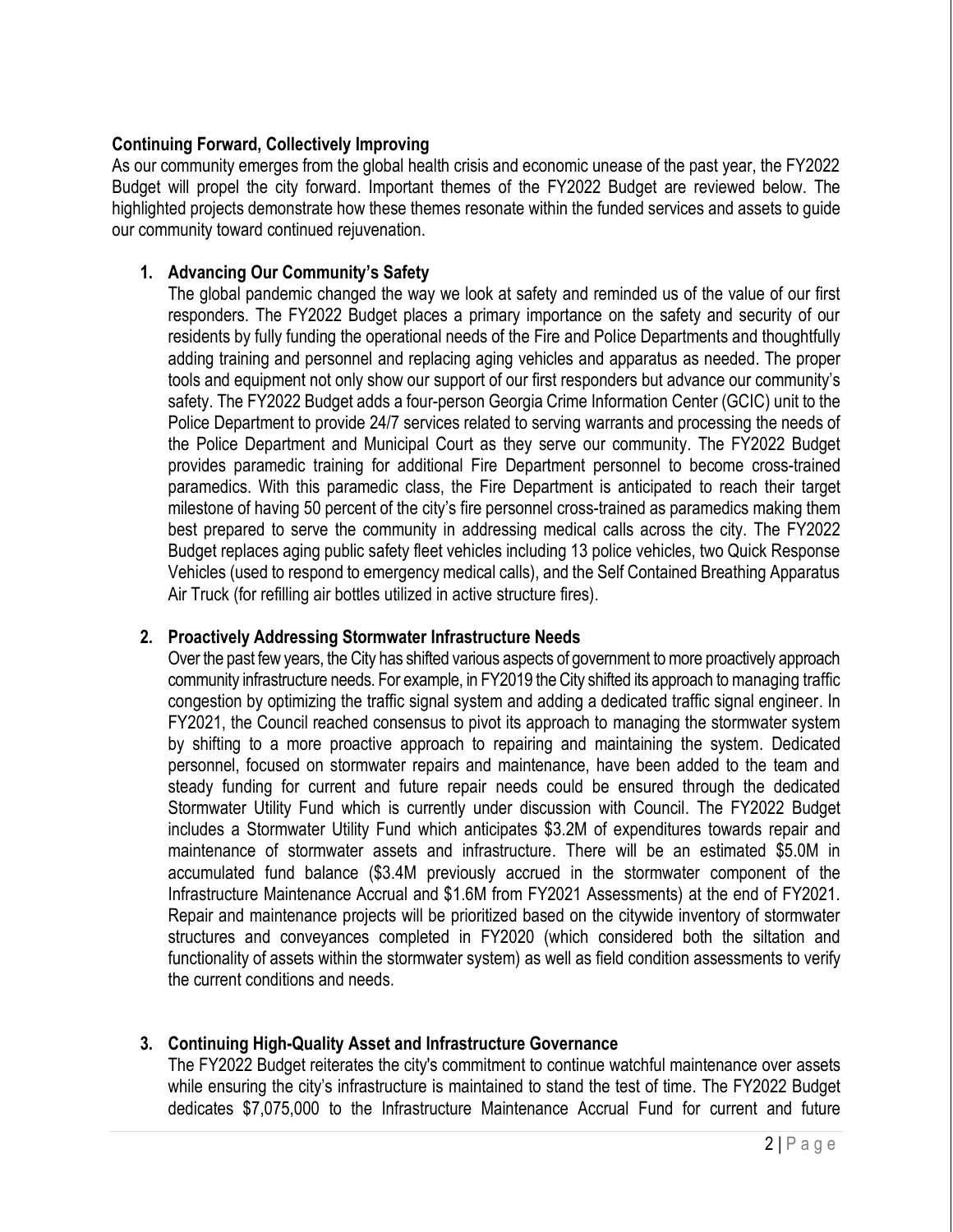**Continuing Forward, Collectively Improving**

As our community emerges from the global health crisis and economic unease of the past year, the FY2022 Budget will propel the city forward. Important themes of the FY2022 Budget are reviewed below. The highlighted projects demonstrate how these themes resonate within the funded services and assets to guide our community toward continued rejuvenation.

1. **Advancing Our Community's Safety**

   The global pandemic changed the way we look at safety and reminded us of the value of our first responders. The FY2022 Budget places a primary importance on the safety and security of our residents by fully funding the operational needs of the Fire and Police Departments and thoughtfully adding training and personnel and replacing aging vehicles and apparatus as needed. The proper tools and equipment not only show our support of our first responders but advance our community's safety. The FY2022 Budget adds a four-person Georgia Crime Information Center (GCIC) unit to the Police Department to provide 24/7 services related to serving warrants and processing the needs of the Police Department and Municipal Court as they serve our community. The FY2022 Budget provides paramedic training for additional Fire Department personnel to become cross-trained paramedics. With this paramedic class, the Fire Department is anticipated to reach their target milestone of having 50 percent of the city's fire personnel cross-trained as paramedics making them best prepared to serve the community in addressing medical calls across the city. The FY2022 Budget replaces aging public safety fleet vehicles including 13 police vehicles, two Quick Response Vehicles (used to respond to emergency medical calls), and the Self Contained Breathing Apparatus Air Truck (for refilling air bottles utilized in active structure fires).

2. **Proactively Addressing Stormwater Infrastructure Needs**

   Over the past few years, the City has shifted various aspects of government to more proactively approach community infrastructure needs. For example, in FY2019 the City shifted its approach to managing traffic congestion by optimizing the traffic signal system and adding a dedicated traffic signal engineer. In FY2021, the Council reached consensus to pivot its approach to managing the stormwater system by shifting to a more proactive approach to repairing and maintaining the system. Dedicated personnel, focused on stormwater repairs and maintenance, have been added to the team and steady funding for current and future repair needs could be ensured through the dedicated Stormwater Utility Fund which is currently under discussion with Council. The FY2022 Budget includes a Stormwater Utility Fund which anticipates \$3.2M of expenditures towards repair and maintenance of stormwater assets and infrastructure. There will be an estimated \$5.0M in accumulated fund balance (\$3.4M previously accrued in the stormwater component of the Infrastructure Maintenance Accrual and \$1.6M from FY2021 Assessments) at the end of FY2021. Repair and maintenance projects will be prioritized based on the citywide inventory of stormwater structures and conveyances completed in FY2020 (which considered both the siltation and functionality of assets within the stormwater system) as well as field condition assessments to verify the current conditions and needs.

3. **Continuing High-Quality Asset and Infrastructure Governance**

   The FY2022 Budget reiterates the city's commitment to continue watchful maintenance over assets while ensuring the city's infrastructure is maintained to stand the test of time. The FY2022 Budget dedicates \$7,075,000 to the Infrastructure Maintenance Accrual Fund for current and future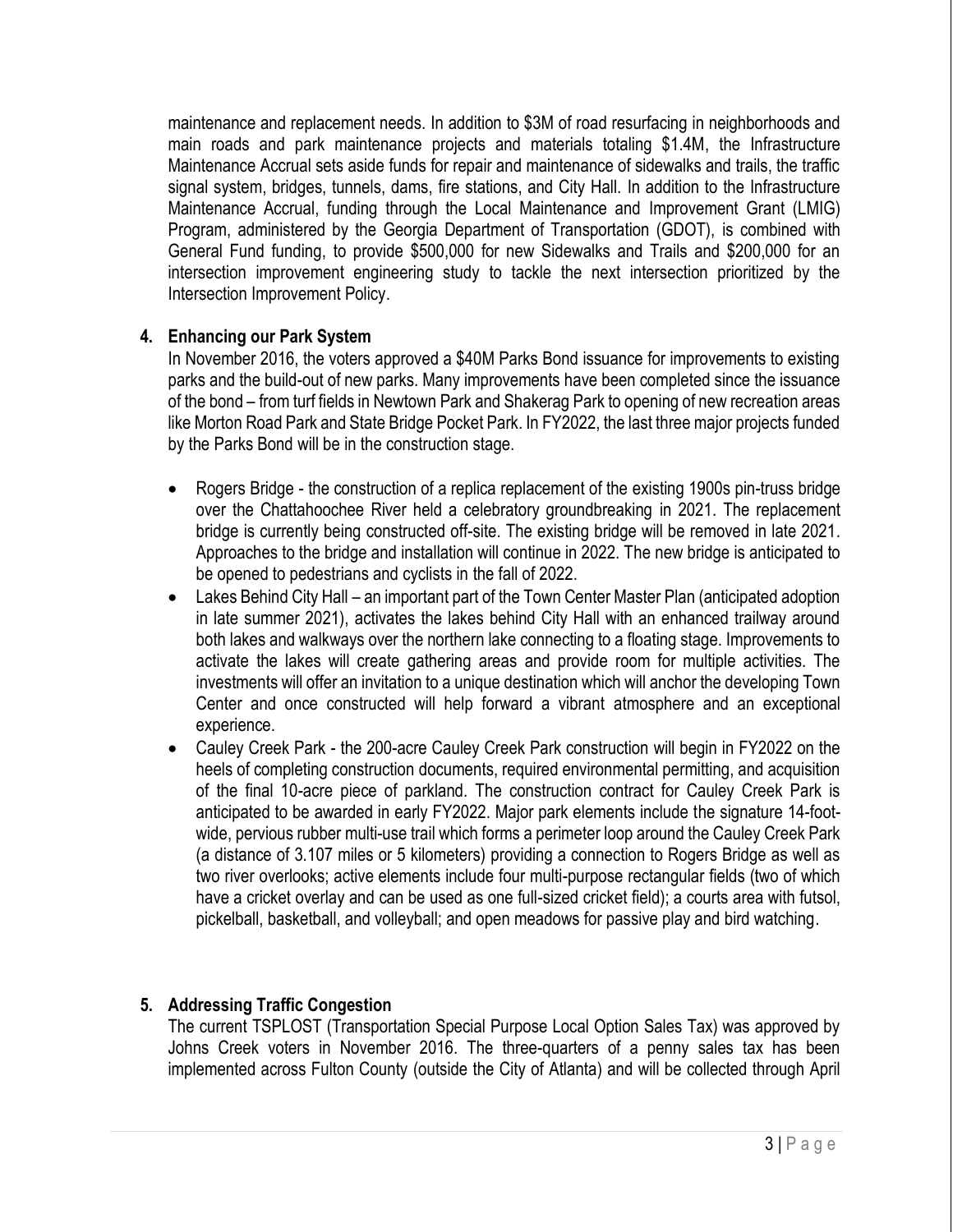maintenance and replacement needs. In addition to $3M of road resurfacing in neighborhoods and main roads and park maintenance projects and materials totaling $1.4M, the Infrastructure Maintenance Accrual sets aside funds for repair and maintenance of sidewalks and trails, the traffic signal system, bridges, tunnels, dams, fire stations, and City Hall. In addition to the Infrastructure Maintenance Accrual, funding through the Local Maintenance and Improvement Grant (LMIG) Program, administered by the Georgia Department of Transportation (GDOT), is combined with General Fund funding, to provide $500,000 for new Sidewalks and Trails and $200,000 for an intersection improvement engineering study to tackle the next intersection prioritized by the Intersection Improvement Policy.

**4. Enhancing our Park System**

In November 2016, the voters approved a $40M Parks Bond issuance for improvements to existing parks and the build-out of new parks. Many improvements have been completed since the issuance of the bond – from turf fields in Newtown Park and Shakerag Park to opening of new recreation areas like Morton Road Park and State Bridge Pocket Park. In FY2022, the last three major projects funded by the Parks Bond will be in the construction stage.

- Rogers Bridge - the construction of a replica replacement of the existing 1900s pin-truss bridge over the Chattahoochee River held a celebratory groundbreaking in 2021. The replacement bridge is currently being constructed off-site. The existing bridge will be removed in late 2021. Approaches to the bridge and installation will continue in 2022. The new bridge is anticipated to be opened to pedestrians and cyclists in the fall of 2022.
- Lakes Behind City Hall – an important part of the Town Center Master Plan (anticipated adoption in late summer 2021), activates the lakes behind City Hall with an enhanced trailway around both lakes and walkways over the northern lake connecting to a floating stage. Improvements to activate the lakes will create gathering areas and provide room for multiple activities. The investments will offer an invitation to a unique destination which will anchor the developing Town Center and once constructed will help forward a vibrant atmosphere and an exceptional experience.
- Cauley Creek Park - the 200-acre Cauley Creek Park construction will begin in FY2022 on the heels of completing construction documents, required environmental permitting, and acquisition of the final 10-acre piece of parkland. The construction contract for Cauley Creek Park is anticipated to be awarded in early FY2022. Major park elements include the signature 14-foot-wide, pervious rubber multi-use trail which forms a perimeter loop around the Cauley Creek Park (a distance of 3.107 miles or 5 kilometers) providing a connection to Rogers Bridge as well as two river overlooks; active elements include four multi-purpose rectangular fields (two of which have a cricket overlay and can be used as one full-sized cricket field); a courts area with futsol, pickelball, basketball, and volleyball; and open meadows for passive play and bird watching.

**5. Addressing Traffic Congestion**

The current TSPLOST (Transportation Special Purpose Local Option Sales Tax) was approved by Johns Creek voters in November 2016. The three-quarters of a penny sales tax has been implemented across Fulton County (outside the City of Atlanta) and will be collected through April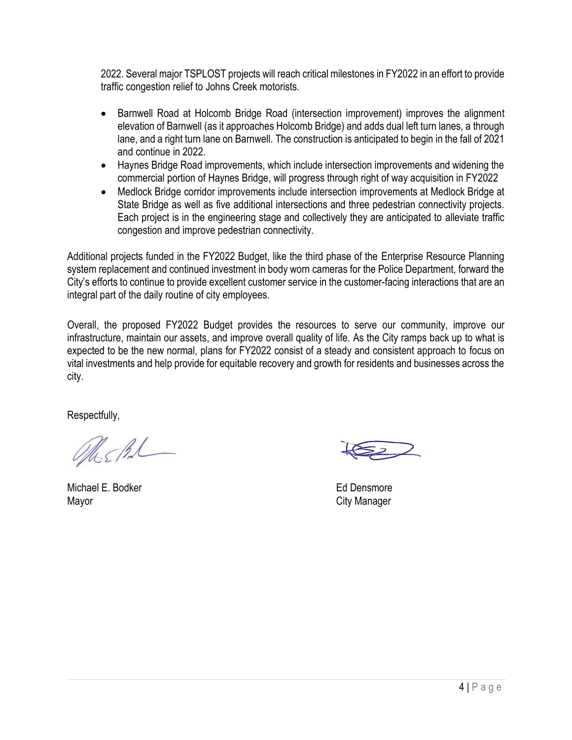2022. Several major TSPLOST projects will reach critical milestones in FY2022 in an effort to provide traffic congestion relief to Johns Creek motorists.

- Barnwell Road at Holcomb Bridge Road (intersection improvement) improves the alignment elevation of Barnwell (as it approaches Holcomb Bridge) and adds dual left turn lanes, a through lane, and a right turn lane on Barnwell. The construction is anticipated to begin in the fall of 2021 and continue in 2022.
- Haynes Bridge Road improvements, which include intersection improvements and widening the commercial portion of Haynes Bridge, will progress through right of way acquisition in FY2022
- Medlock Bridge corridor improvements include intersection improvements at Medlock Bridge at State Bridge as well as five additional intersections and three pedestrian connectivity projects. Each project is in the engineering stage and collectively they are anticipated to alleviate traffic congestion and improve pedestrian connectivity.

Additional projects funded in the FY2022 Budget, like the third phase of the Enterprise Resource Planning system replacement and continued investment in body worn cameras for the Police Department, forward the City's efforts to continue to provide excellent customer service in the customer-facing interactions that are an integral part of the daily routine of city employees.

Overall, the proposed FY2022 Budget provides the resources to serve our community, improve our infrastructure, maintain our assets, and improve overall quality of life. As the City ramps back up to what is expected to be the new normal, plans for FY2022 consist of a steady and consistent approach to focus on vital investments and help provide for equitable recovery and growth for residents and businesses across the city.

Respectfully,

Michael E. Bodker
Mayor

Ed Densmore
City Manager